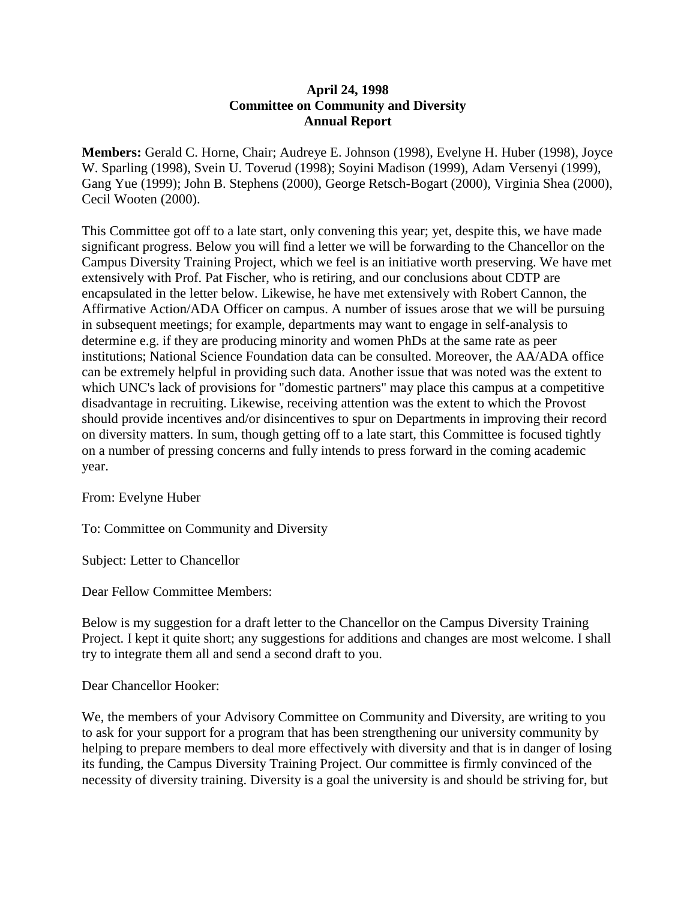**April 24, 1998**
**Committee on Community and Diversity**
**Annual Report**

**Members:** Gerald C. Horne, Chair; Audreye E. Johnson (1998), Evelyne H. Huber (1998), Joyce W. Sparling (1998), Svein U. Toverud (1998); Soyini Madison (1999), Adam Versenyi (1999), Gang Yue (1999); John B. Stephens (2000), George Retsch-Bogart (2000), Virginia Shea (2000), Cecil Wooten (2000).

This Committee got off to a late start, only convening this year; yet, despite this, we have made significant progress. Below you will find a letter we will be forwarding to the Chancellor on the Campus Diversity Training Project, which we feel is an initiative worth preserving. We have met extensively with Prof. Pat Fischer, who is retiring, and our conclusions about CDTP are encapsulated in the letter below. Likewise, he have met extensively with Robert Cannon, the Affirmative Action/ADA Officer on campus. A number of issues arose that we will be pursuing in subsequent meetings; for example, departments may want to engage in self-analysis to determine e.g. if they are producing minority and women PhDs at the same rate as peer institutions; National Science Foundation data can be consulted. Moreover, the AA/ADA office can be extremely helpful in providing such data. Another issue that was noted was the extent to which UNC's lack of provisions for "domestic partners" may place this campus at a competitive disadvantage in recruiting. Likewise, receiving attention was the extent to which the Provost should provide incentives and/or disincentives to spur on Departments in improving their record on diversity matters. In sum, though getting off to a late start, this Committee is focused tightly on a number of pressing concerns and fully intends to press forward in the coming academic year.

From: Evelyne Huber

To: Committee on Community and Diversity

Subject: Letter to Chancellor

Dear Fellow Committee Members:

Below is my suggestion for a draft letter to the Chancellor on the Campus Diversity Training Project. I kept it quite short; any suggestions for additions and changes are most welcome. I shall try to integrate them all and send a second draft to you.

Dear Chancellor Hooker:

We, the members of your Advisory Committee on Community and Diversity, are writing to you to ask for your support for a program that has been strengthening our university community by helping to prepare members to deal more effectively with diversity and that is in danger of losing its funding, the Campus Diversity Training Project. Our committee is firmly convinced of the necessity of diversity training. Diversity is a goal the university is and should be striving for, but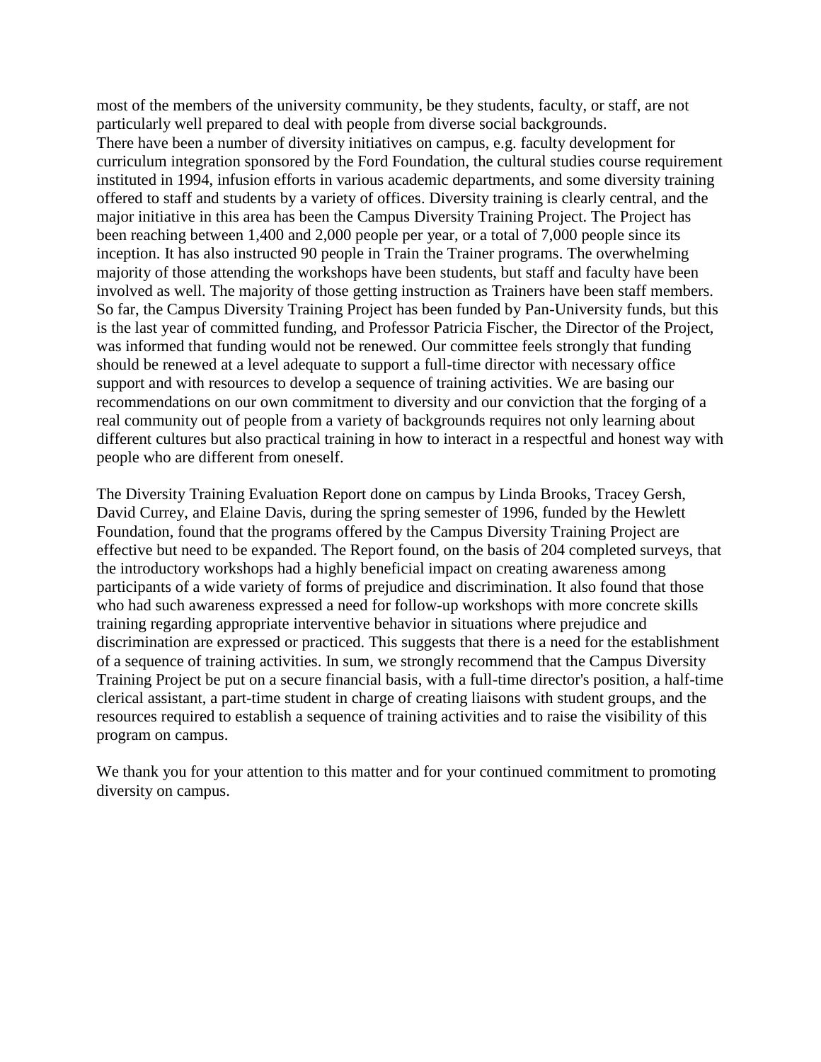most of the members of the university community, be they students, faculty, or staff, are not particularly well prepared to deal with people from diverse social backgrounds.
There have been a number of diversity initiatives on campus, e.g. faculty development for curriculum integration sponsored by the Ford Foundation, the cultural studies course requirement instituted in 1994, infusion efforts in various academic departments, and some diversity training offered to staff and students by a variety of offices. Diversity training is clearly central, and the major initiative in this area has been the Campus Diversity Training Project. The Project has been reaching between 1,400 and 2,000 people per year, or a total of 7,000 people since its inception. It has also instructed 90 people in Train the Trainer programs. The overwhelming majority of those attending the workshops have been students, but staff and faculty have been involved as well. The majority of those getting instruction as Trainers have been staff members. So far, the Campus Diversity Training Project has been funded by Pan-University funds, but this is the last year of committed funding, and Professor Patricia Fischer, the Director of the Project, was informed that funding would not be renewed. Our committee feels strongly that funding should be renewed at a level adequate to support a full-time director with necessary office support and with resources to develop a sequence of training activities. We are basing our recommendations on our own commitment to diversity and our conviction that the forging of a real community out of people from a variety of backgrounds requires not only learning about different cultures but also practical training in how to interact in a respectful and honest way with people who are different from oneself.

The Diversity Training Evaluation Report done on campus by Linda Brooks, Tracey Gersh, David Currey, and Elaine Davis, during the spring semester of 1996, funded by the Hewlett Foundation, found that the programs offered by the Campus Diversity Training Project are effective but need to be expanded. The Report found, on the basis of 204 completed surveys, that the introductory workshops had a highly beneficial impact on creating awareness among participants of a wide variety of forms of prejudice and discrimination. It also found that those who had such awareness expressed a need for follow-up workshops with more concrete skills training regarding appropriate interventive behavior in situations where prejudice and discrimination are expressed or practiced. This suggests that there is a need for the establishment of a sequence of training activities. In sum, we strongly recommend that the Campus Diversity Training Project be put on a secure financial basis, with a full-time director's position, a half-time clerical assistant, a part-time student in charge of creating liaisons with student groups, and the resources required to establish a sequence of training activities and to raise the visibility of this program on campus.

We thank you for your attention to this matter and for your continued commitment to promoting diversity on campus.